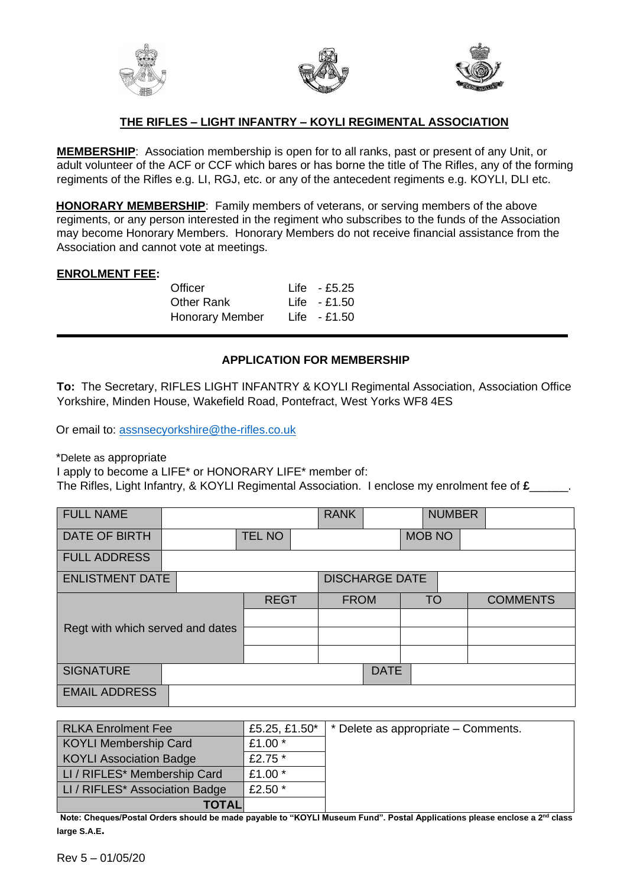## THE RIFLES – LIGHT INFANTRY – KOYLI REGIMENTAL ASSOCIATION

**MEMBERSHIP**: Association membership is open for to all ranks, past or present of any Unit, or adult volunteer of the ACF or CCF which bares or has borne the title of The Rifles, any of the forming regiments of the Rifles e.g. LI, RGJ, etc. or any of the antecedent regiments e.g. KOYLI, DLI etc.

**HONORARY MEMBERSHIP**: Family members of veterans, or serving members of the above regiments, or any person interested in the regiment who subscribes to the funds of the Association may become Honorary Members. Honorary Members do not receive financial assistance from the Association and cannot vote at meetings.

**ENROLMENT FEE:**

| | | |
|---|---|---|
| Officer | Life | - £5.25 |
| Other Rank | Life | - £1.50 |
| Honorary Member | Life | - £1.50 |

---

### APPLICATION FOR MEMBERSHIP

**To:** The Secretary, RIFLES LIGHT INFANTRY & KOYLI Regimental Association, Association Office Yorkshire, Minden House, Wakefield Road, Pontefract, West Yorks WF8 4ES

Or email to: assnsecyorkshire@the-rifles.co.uk

*Delete as appropriate

I apply to become a LIFE* or HONORARY LIFE* member of:

The Rifles, Light Infantry, & KOYLI Regimental Association. I enclose my enrolment fee of **£**______.

| FULL NAME | | RANK | | NUMBER | |
|---|---|---|---|---|---|
| DATE OF BIRTH | | TEL NO | | MOB NO | |
| FULL ADDRESS | | | | | |
| ENLISTMENT DATE | | DISCHARGE DATE | | | |

| Regt with which served and dates | REGT | FROM | TO | COMMENTS |
|---|---|---|---|---|
| | | | | |
| | | | | |
| | | | | |

| SIGNATURE | | DATE | |
|---|---|---|---|
| EMAIL ADDRESS | | | |

| RLKA Enrolment Fee | £5.25, £1.50* | * Delete as appropriate – Comments. |
|---|---|---|
| KOYLI Membership Card | £1.00 * | |
| KOYLI Association Badge | £2.75 * | |
| LI / RIFLES* Membership Card | £1.00 * | |
| LI / RIFLES* Association Badge | £2.50 * | |
| **TOTAL** | | |

**Note: Cheques/Postal Orders should be made payable to "KOYLI Museum Fund". Postal Applications please enclose a 2nd class large S.A.E.**

Rev 5 – 01/05/20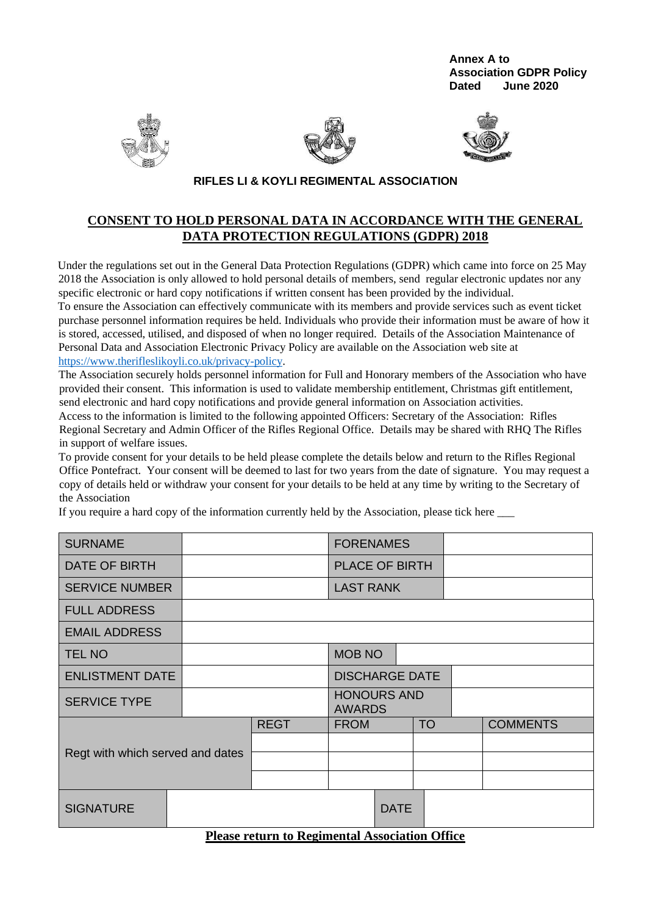**Annex A to**
**Association GDPR Policy**
**Dated June 2020**

**RIFLES LI & KOYLI REGIMENTAL ASSOCIATION**

## CONSENT TO HOLD PERSONAL DATA IN ACCORDANCE WITH THE GENERAL DATA PROTECTION REGULATIONS (GDPR) 2018

Under the regulations set out in the General Data Protection Regulations (GDPR) which came into force on 25 May 2018 the Association is only allowed to hold personal details of members, send regular electronic updates nor any specific electronic or hard copy notifications if written consent has been provided by the individual.

To ensure the Association can effectively communicate with its members and provide services such as event ticket purchase personnel information requires be held. Individuals who provide their information must be aware of how it is stored, accessed, utilised, and disposed of when no longer required. Details of the Association Maintenance of Personal Data and Association Electronic Privacy Policy are available on the Association web site at https://www.therifleslikoyli.co.uk/privacy-policy.

The Association securely holds personnel information for Full and Honorary members of the Association who have provided their consent. This information is used to validate membership entitlement, Christmas gift entitlement, send electronic and hard copy notifications and provide general information on Association activities.

Access to the information is limited to the following appointed Officers: Secretary of the Association: Rifles Regional Secretary and Admin Officer of the Rifles Regional Office. Details may be shared with RHQ The Rifles in support of welfare issues.

To provide consent for your details to be held please complete the details below and return to the Rifles Regional Office Pontefract. Your consent will be deemed to last for two years from the date of signature. You may request a copy of details held or withdraw your consent for your details to be held at any time by writing to the Secretary of the Association

If you require a hard copy of the information currently held by the Association, please tick here ___

| | | | | | |
|---|---|---|---|---|---|
| SURNAME | | | FORENAMES | | |
| DATE OF BIRTH | | | PLACE OF BIRTH | | |
| SERVICE NUMBER | | | LAST RANK | | |
| FULL ADDRESS | | | | | |
| EMAIL ADDRESS | | | | | |
| TEL NO | | | MOB NO | | |
| ENLISTMENT DATE | | | DISCHARGE DATE | | |
| SERVICE TYPE | | | HONOURS AND AWARDS | | |
| Regt with which served and dates | | REGT | FROM | TO | COMMENTS |
| | | | | | |
| | | | | | |
| | | | | | |
| SIGNATURE | | | DATE | | |

**Please return to Regimental Association Office**